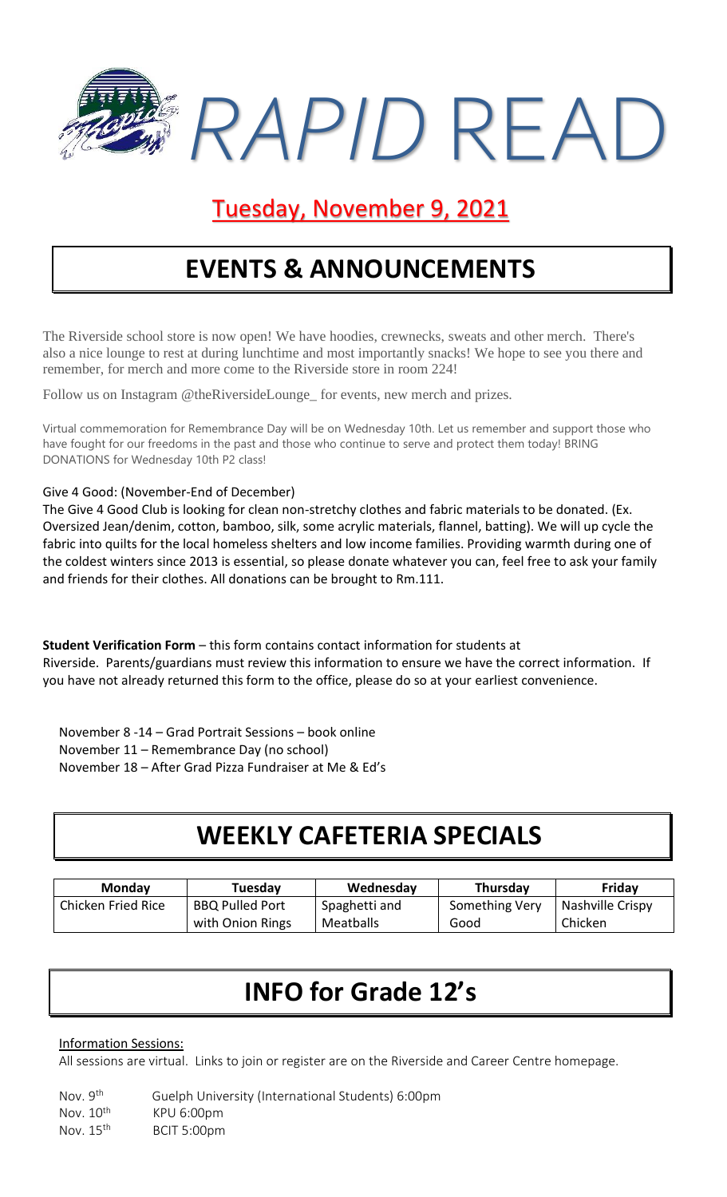# *RAPID* READ

## Tuesday, November 9, 2021

## EVENTS & ANNOUNCEMENTS

The Riverside school store is now open! We have hoodies, crewnecks, sweats and other merch. There's also a nice lounge to rest at during lunchtime and most importantly snacks! We hope to see you there and remember, for merch and more come to the Riverside store in room 224!

Follow us on Instagram @theRiversideLounge_ for events, new merch and prizes.

Virtual commemoration for Remembrance Day will be on Wednesday 10th. Let us remember and support those who have fought for our freedoms in the past and those who continue to serve and protect them today! BRING DONATIONS for Wednesday 10th P2 class!

Give 4 Good: (November-End of December)

The Give 4 Good Club is looking for clean non-stretchy clothes and fabric materials to be donated. (Ex. Oversized Jean/denim, cotton, bamboo, silk, some acrylic materials, flannel, batting). We will up cycle the fabric into quilts for the local homeless shelters and low income families. Providing warmth during one of the coldest winters since 2013 is essential, so please donate whatever you can, feel free to ask your family and friends for their clothes. All donations can be brought to Rm.111.

**Student Verification Form** – this form contains contact information for students at Riverside. Parents/guardians must review this information to ensure we have the correct information. If you have not already returned this form to the office, please do so at your earliest convenience.

November 8 -14 – Grad Portrait Sessions – book online
November 11 – Remembrance Day (no school)
November 18 – After Grad Pizza Fundraiser at Me & Ed's

## WEEKLY CAFETERIA SPECIALS

| Monday | Tuesday | Wednesday | Thursday | Friday |
|---|---|---|---|---|
| Chicken Fried Rice | BBQ Pulled Port with Onion Rings | Spaghetti and Meatballs | Something Very Good | Nashville Crispy Chicken |

## INFO for Grade 12's

Information Sessions:

All sessions are virtual. Links to join or register are on the Riverside and Career Centre homepage.

Nov. 9th Guelph University (International Students) 6:00pm
Nov. 10th KPU 6:00pm
Nov. 15th BCIT 5:00pm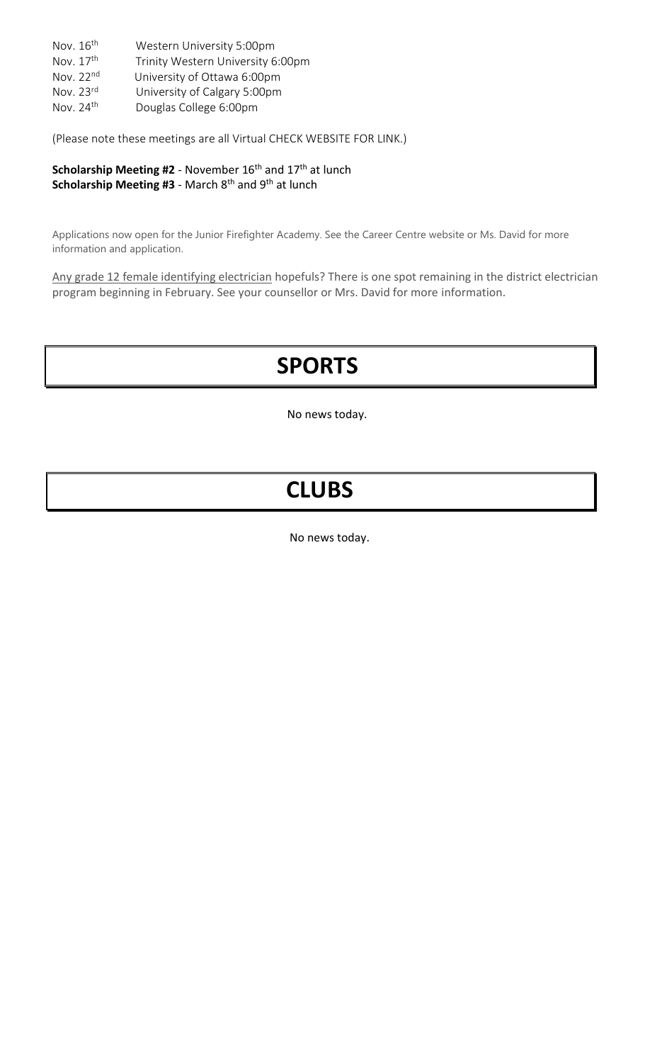Nov. 16th Western University 5:00pm
Nov. 17th Trinity Western University 6:00pm
Nov. 22nd University of Ottawa 6:00pm
Nov. 23rd University of Calgary 5:00pm
Nov. 24th Douglas College 6:00pm

(Please note these meetings are all Virtual CHECK WEBSITE FOR LINK.)

**Scholarship Meeting #2** - November 16th and 17th at lunch
**Scholarship Meeting #3** - March 8th and 9th at lunch

Applications now open for the Junior Firefighter Academy. See the Career Centre website or Ms. David for more information and application.

Any grade 12 female identifying electrician hopefuls? There is one spot remaining in the district electrician program beginning in February. See your counsellor or Mrs. David for more information.

# SPORTS

No news today.

# CLUBS

No news today.